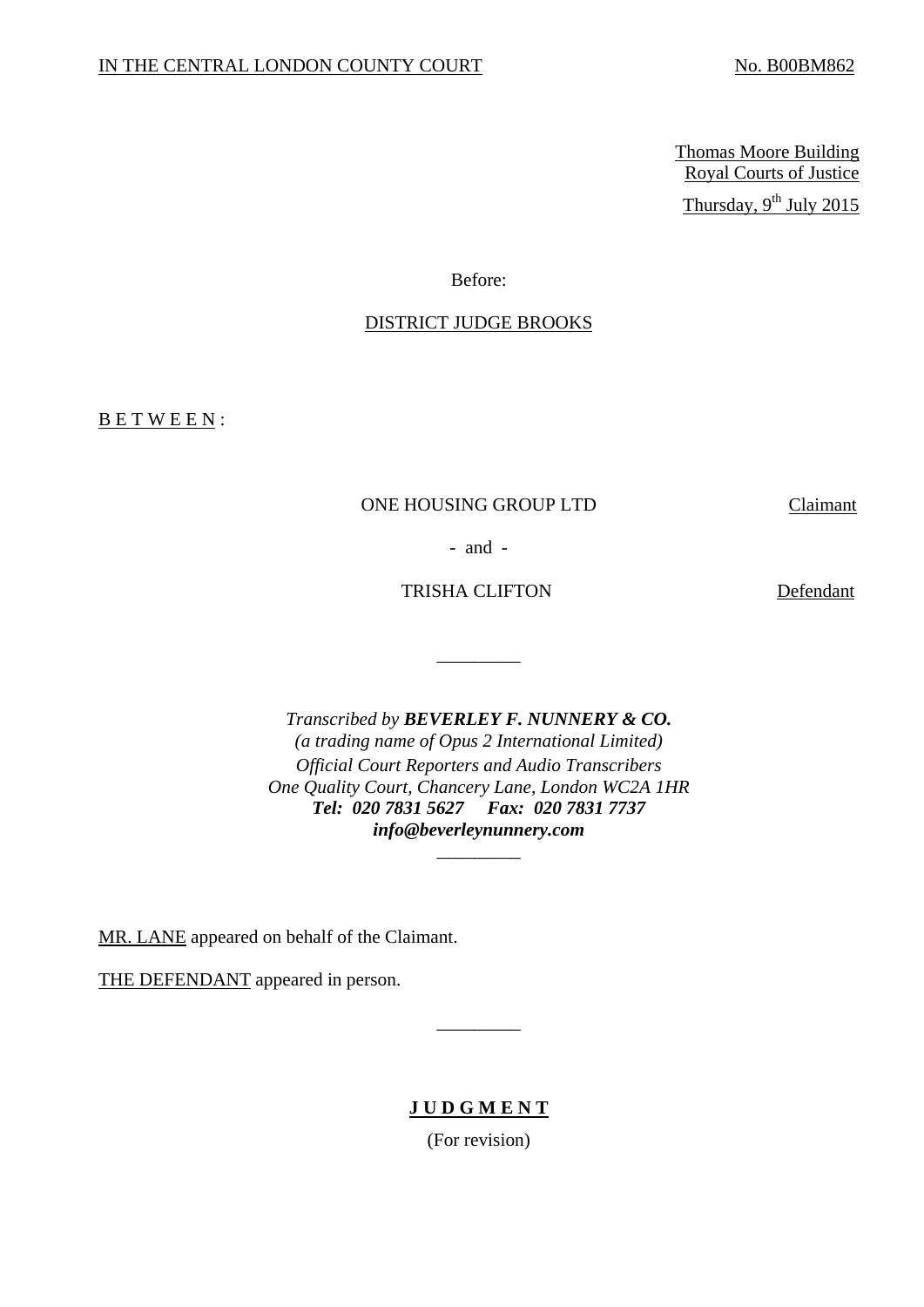IN THE CENTRAL LONDON COUNTY COURT No. B00BM862

Thomas Moore Building
Royal Courts of Justice
Thursday, 9th July 2015

Before:

DISTRICT JUDGE BROOKS

B E T W E E N :

ONE HOUSING GROUP LTD Claimant

- and -

TRISHA CLIFTON Defendant

_________

*Transcribed by* ***BEVERLEY F. NUNNERY & CO.***
*(a trading name of Opus 2 International Limited)*
*Official Court Reporters and Audio Transcribers*
*One Quality Court, Chancery Lane, London WC2A 1HR*
***Tel: 020 7831 5627 Fax: 020 7831 7737***
***info@beverleynunnery.com***

_________

MR. LANE appeared on behalf of the Claimant.

THE DEFENDANT appeared in person.

_________

**J U D G M E N T**

(For revision)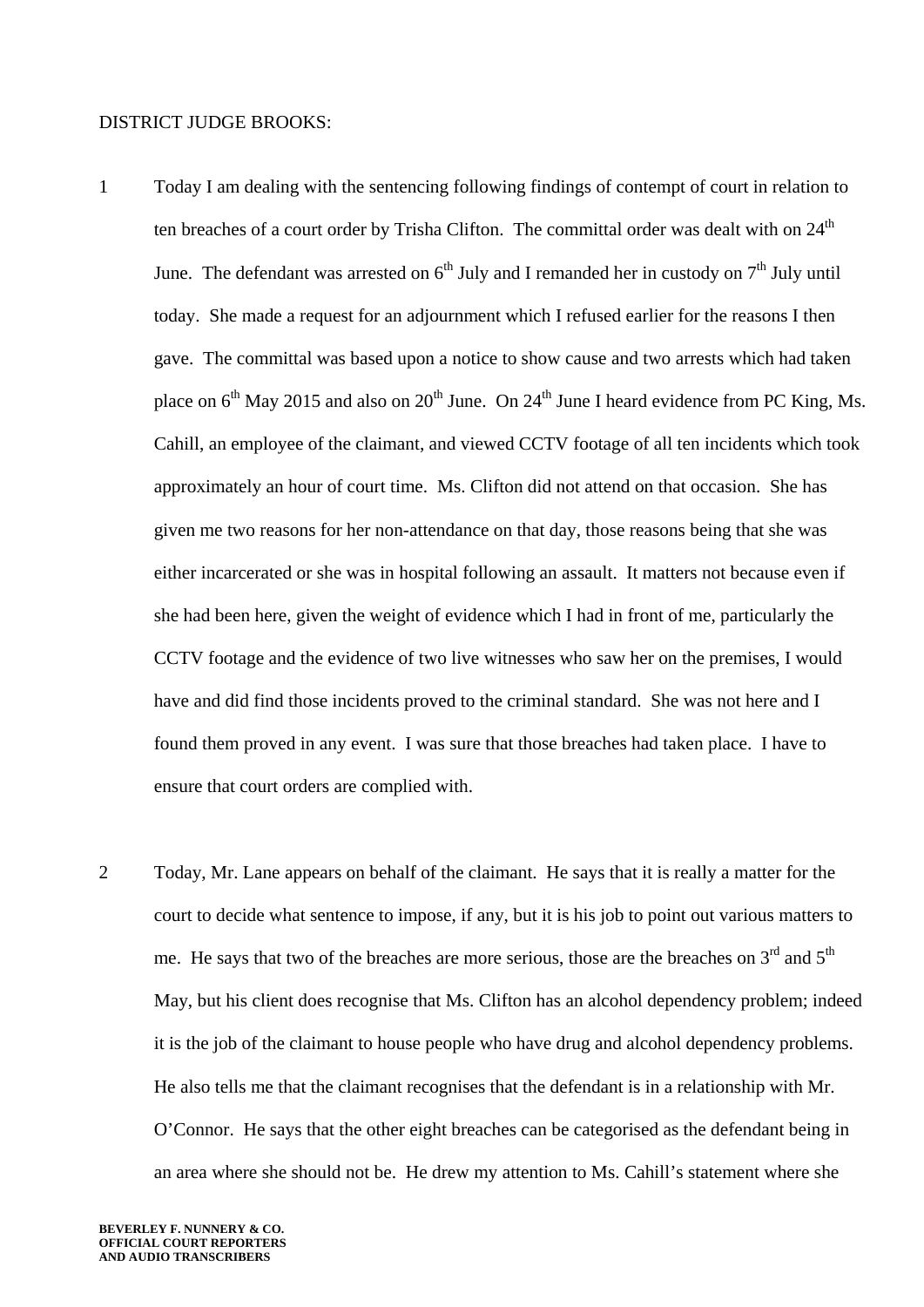DISTRICT JUDGE BROOKS:

1 Today I am dealing with the sentencing following findings of contempt of court in relation to ten breaches of a court order by Trisha Clifton. The committal order was dealt with on 24th June. The defendant was arrested on 6th July and I remanded her in custody on 7th July until today. She made a request for an adjournment which I refused earlier for the reasons I then gave. The committal was based upon a notice to show cause and two arrests which had taken place on 6th May 2015 and also on 20th June. On 24th June I heard evidence from PC King, Ms. Cahill, an employee of the claimant, and viewed CCTV footage of all ten incidents which took approximately an hour of court time. Ms. Clifton did not attend on that occasion. She has given me two reasons for her non-attendance on that day, those reasons being that she was either incarcerated or she was in hospital following an assault. It matters not because even if she had been here, given the weight of evidence which I had in front of me, particularly the CCTV footage and the evidence of two live witnesses who saw her on the premises, I would have and did find those incidents proved to the criminal standard. She was not here and I found them proved in any event. I was sure that those breaches had taken place. I have to ensure that court orders are complied with.

2 Today, Mr. Lane appears on behalf of the claimant. He says that it is really a matter for the court to decide what sentence to impose, if any, but it is his job to point out various matters to me. He says that two of the breaches are more serious, those are the breaches on 3rd and 5th May, but his client does recognise that Ms. Clifton has an alcohol dependency problem; indeed it is the job of the claimant to house people who have drug and alcohol dependency problems. He also tells me that the claimant recognises that the defendant is in a relationship with Mr. O'Connor. He says that the other eight breaches can be categorised as the defendant being in an area where she should not be. He drew my attention to Ms. Cahill's statement where she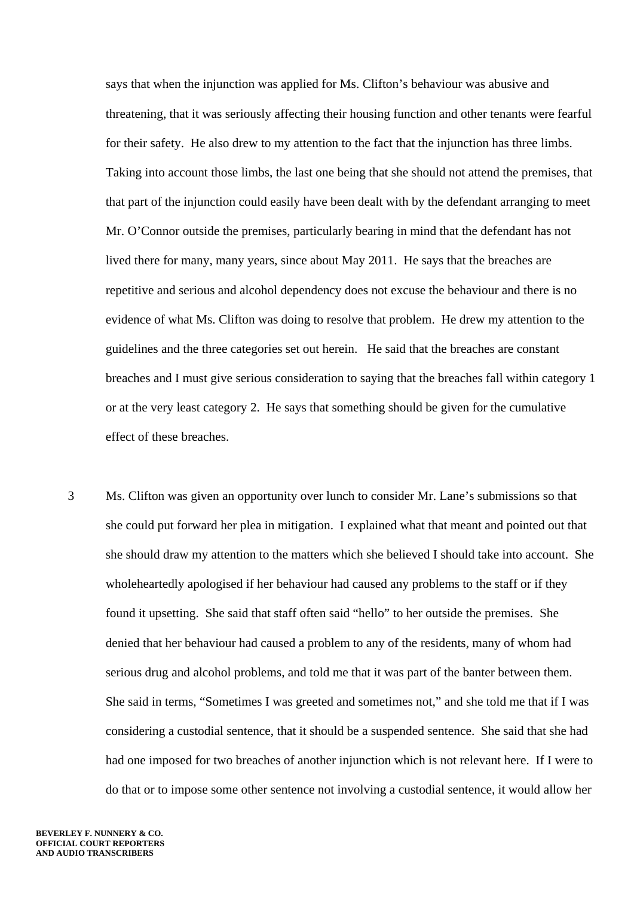says that when the injunction was applied for Ms. Clifton's behaviour was abusive and threatening, that it was seriously affecting their housing function and other tenants were fearful for their safety. He also drew to my attention to the fact that the injunction has three limbs. Taking into account those limbs, the last one being that she should not attend the premises, that that part of the injunction could easily have been dealt with by the defendant arranging to meet Mr. O'Connor outside the premises, particularly bearing in mind that the defendant has not lived there for many, many years, since about May 2011. He says that the breaches are repetitive and serious and alcohol dependency does not excuse the behaviour and there is no evidence of what Ms. Clifton was doing to resolve that problem. He drew my attention to the guidelines and the three categories set out herein. He said that the breaches are constant breaches and I must give serious consideration to saying that the breaches fall within category 1 or at the very least category 2. He says that something should be given for the cumulative effect of these breaches.

3 Ms. Clifton was given an opportunity over lunch to consider Mr. Lane's submissions so that she could put forward her plea in mitigation. I explained what that meant and pointed out that she should draw my attention to the matters which she believed I should take into account. She wholeheartedly apologised if her behaviour had caused any problems to the staff or if they found it upsetting. She said that staff often said "hello" to her outside the premises. She denied that her behaviour had caused a problem to any of the residents, many of whom had serious drug and alcohol problems, and told me that it was part of the banter between them. She said in terms, "Sometimes I was greeted and sometimes not," and she told me that if I was considering a custodial sentence, that it should be a suspended sentence. She said that she had had one imposed for two breaches of another injunction which is not relevant here. If I were to do that or to impose some other sentence not involving a custodial sentence, it would allow her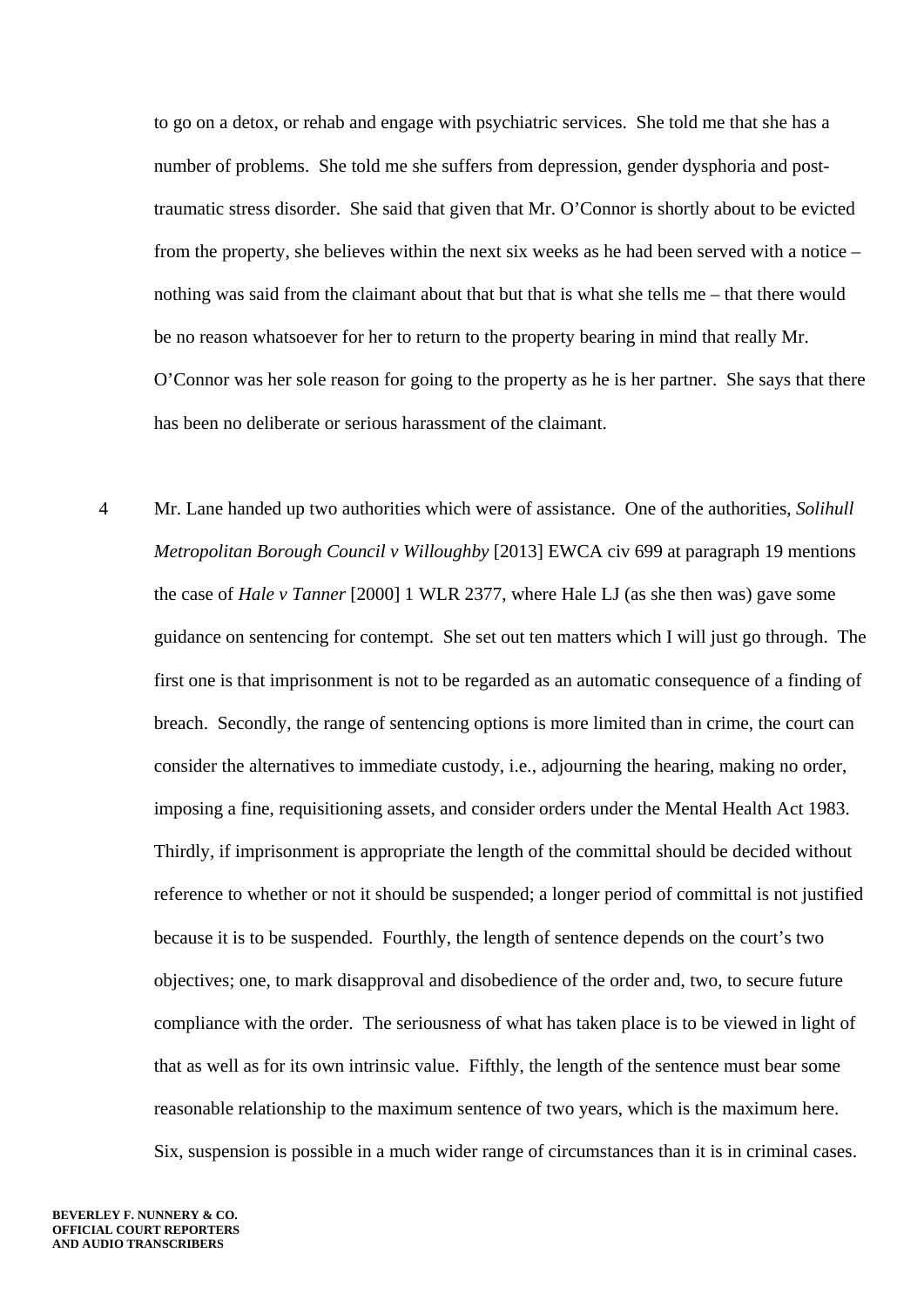to go on a detox, or rehab and engage with psychiatric services. She told me that she has a number of problems. She told me she suffers from depression, gender dysphoria and post-traumatic stress disorder. She said that given that Mr. O'Connor is shortly about to be evicted from the property, she believes within the next six weeks as he had been served with a notice – nothing was said from the claimant about that but that is what she tells me – that there would be no reason whatsoever for her to return to the property bearing in mind that really Mr. O'Connor was her sole reason for going to the property as he is her partner. She says that there has been no deliberate or serious harassment of the claimant.

4 Mr. Lane handed up two authorities which were of assistance. One of the authorities, *Solihull Metropolitan Borough Council v Willoughby* [2013] EWCA civ 699 at paragraph 19 mentions the case of *Hale v Tanner* [2000] 1 WLR 2377, where Hale LJ (as she then was) gave some guidance on sentencing for contempt. She set out ten matters which I will just go through. The first one is that imprisonment is not to be regarded as an automatic consequence of a finding of breach. Secondly, the range of sentencing options is more limited than in crime, the court can consider the alternatives to immediate custody, i.e., adjourning the hearing, making no order, imposing a fine, requisitioning assets, and consider orders under the Mental Health Act 1983. Thirdly, if imprisonment is appropriate the length of the committal should be decided without reference to whether or not it should be suspended; a longer period of committal is not justified because it is to be suspended. Fourthly, the length of sentence depends on the court's two objectives; one, to mark disapproval and disobedience of the order and, two, to secure future compliance with the order. The seriousness of what has taken place is to be viewed in light of that as well as for its own intrinsic value. Fifthly, the length of the sentence must bear some reasonable relationship to the maximum sentence of two years, which is the maximum here. Six, suspension is possible in a much wider range of circumstances than it is in criminal cases.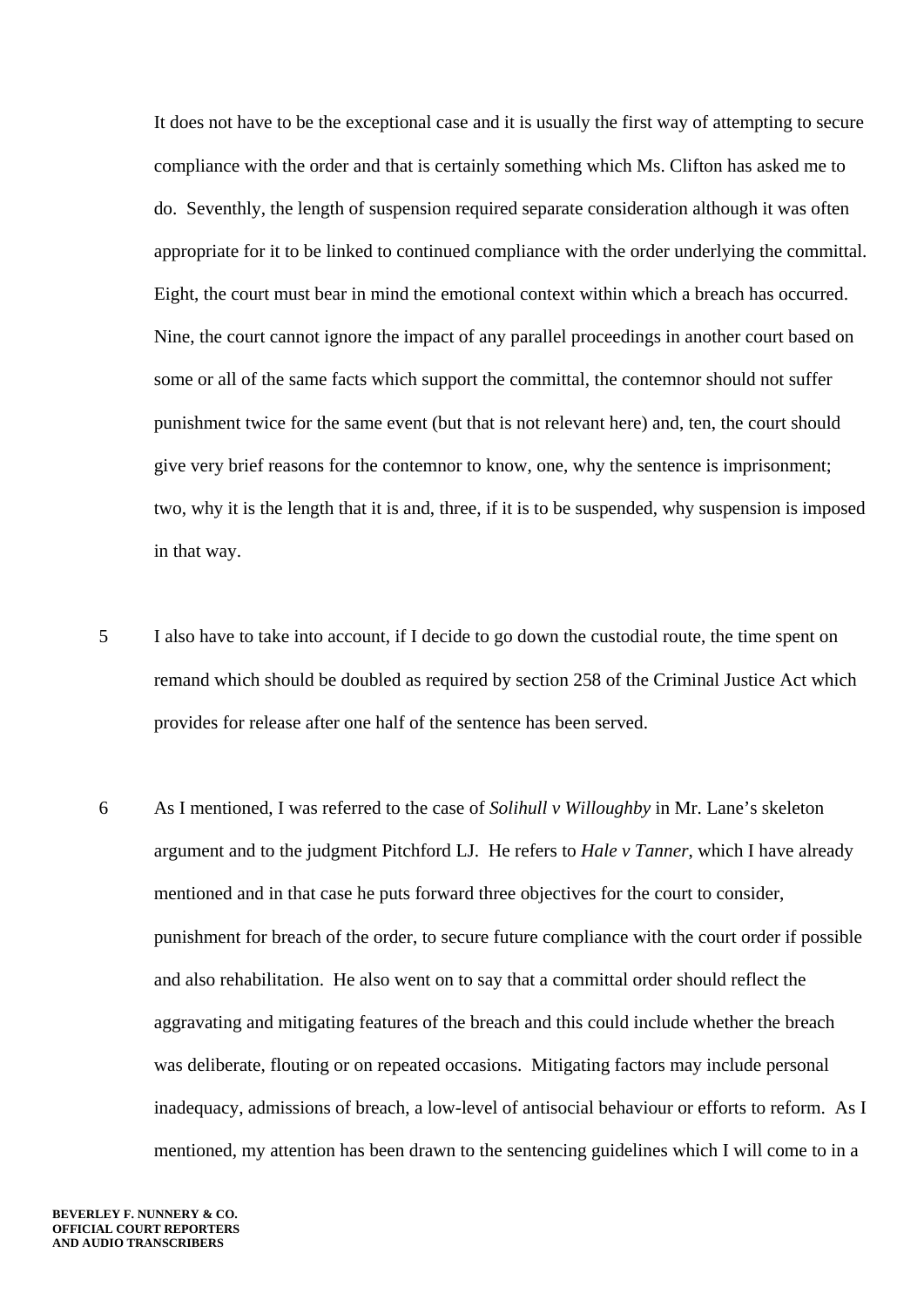It does not have to be the exceptional case and it is usually the first way of attempting to secure compliance with the order and that is certainly something which Ms. Clifton has asked me to do. Seventhly, the length of suspension required separate consideration although it was often appropriate for it to be linked to continued compliance with the order underlying the committal. Eight, the court must bear in mind the emotional context within which a breach has occurred. Nine, the court cannot ignore the impact of any parallel proceedings in another court based on some or all of the same facts which support the committal, the contemnor should not suffer punishment twice for the same event (but that is not relevant here) and, ten, the court should give very brief reasons for the contemnor to know, one, why the sentence is imprisonment; two, why it is the length that it is and, three, if it is to be suspended, why suspension is imposed in that way.

5 I also have to take into account, if I decide to go down the custodial route, the time spent on remand which should be doubled as required by section 258 of the Criminal Justice Act which provides for release after one half of the sentence has been served.

6 As I mentioned, I was referred to the case of *Solihull v Willoughby* in Mr. Lane's skeleton argument and to the judgment Pitchford LJ. He refers to *Hale v Tanner*, which I have already mentioned and in that case he puts forward three objectives for the court to consider, punishment for breach of the order, to secure future compliance with the court order if possible and also rehabilitation. He also went on to say that a committal order should reflect the aggravating and mitigating features of the breach and this could include whether the breach was deliberate, flouting or on repeated occasions. Mitigating factors may include personal inadequacy, admissions of breach, a low-level of antisocial behaviour or efforts to reform. As I mentioned, my attention has been drawn to the sentencing guidelines which I will come to in a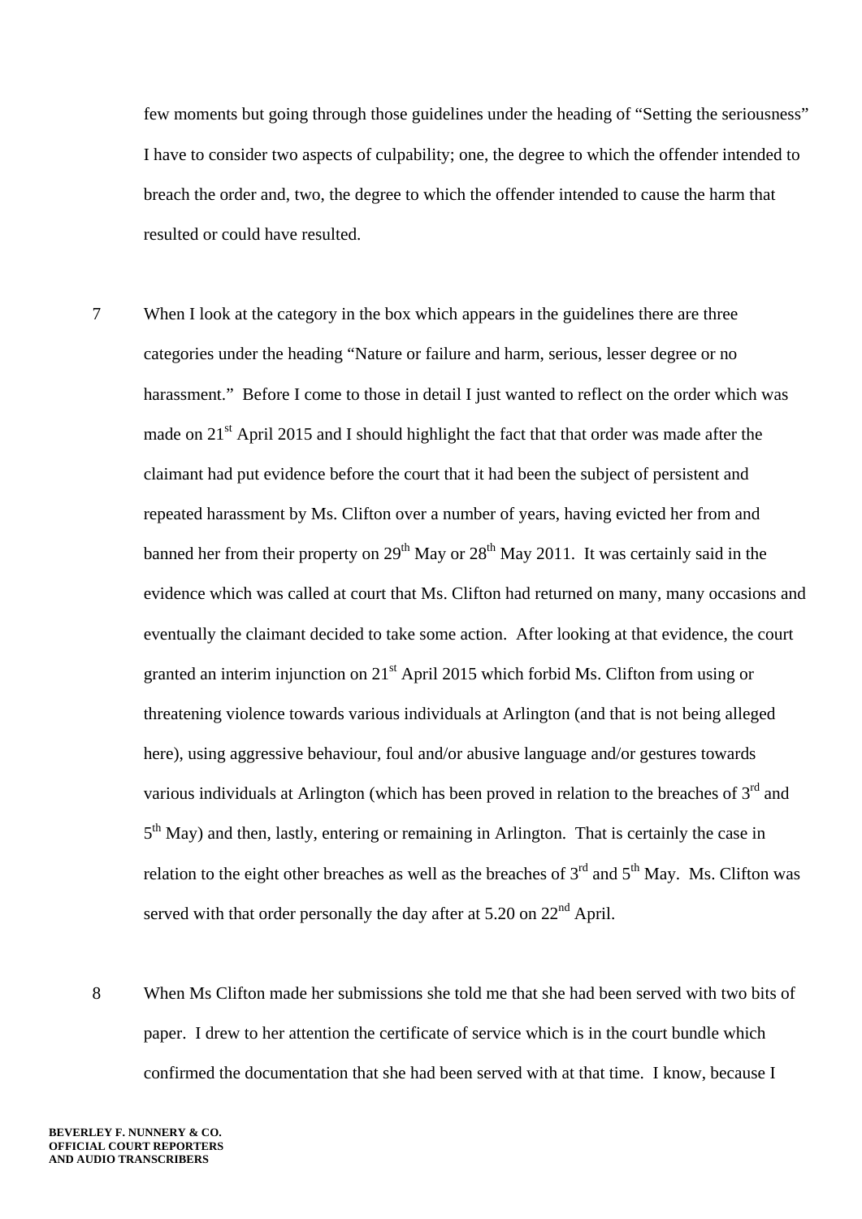few moments but going through those guidelines under the heading of "Setting the seriousness" I have to consider two aspects of culpability; one, the degree to which the offender intended to breach the order and, two, the degree to which the offender intended to cause the harm that resulted or could have resulted.

7 When I look at the category in the box which appears in the guidelines there are three categories under the heading "Nature or failure and harm, serious, lesser degree or no harassment." Before I come to those in detail I just wanted to reflect on the order which was made on 21st April 2015 and I should highlight the fact that that order was made after the claimant had put evidence before the court that it had been the subject of persistent and repeated harassment by Ms. Clifton over a number of years, having evicted her from and banned her from their property on 29th May or 28th May 2011. It was certainly said in the evidence which was called at court that Ms. Clifton had returned on many, many occasions and eventually the claimant decided to take some action. After looking at that evidence, the court granted an interim injunction on 21st April 2015 which forbid Ms. Clifton from using or threatening violence towards various individuals at Arlington (and that is not being alleged here), using aggressive behaviour, foul and/or abusive language and/or gestures towards various individuals at Arlington (which has been proved in relation to the breaches of 3rd and 5th May) and then, lastly, entering or remaining in Arlington. That is certainly the case in relation to the eight other breaches as well as the breaches of 3rd and 5th May. Ms. Clifton was served with that order personally the day after at 5.20 on 22nd April.

8 When Ms Clifton made her submissions she told me that she had been served with two bits of paper. I drew to her attention the certificate of service which is in the court bundle which confirmed the documentation that she had been served with at that time. I know, because I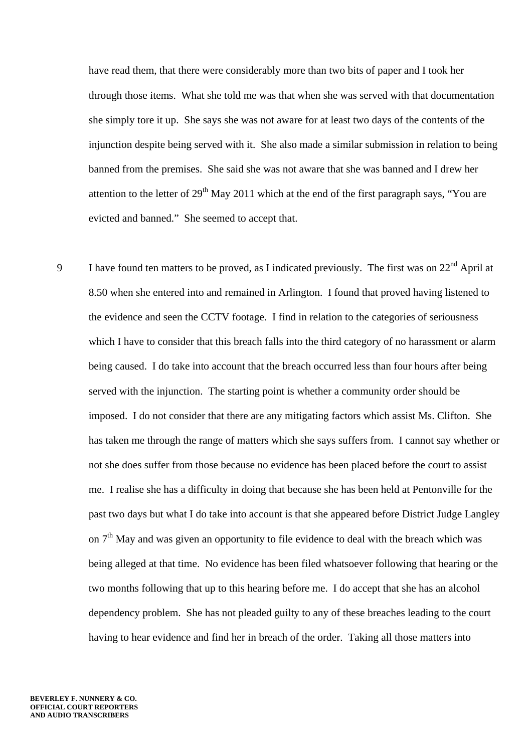have read them, that there were considerably more than two bits of paper and I took her through those items. What she told me was that when she was served with that documentation she simply tore it up. She says she was not aware for at least two days of the contents of the injunction despite being served with it. She also made a similar submission in relation to being banned from the premises. She said she was not aware that she was banned and I drew her attention to the letter of 29th May 2011 which at the end of the first paragraph says, "You are evicted and banned." She seemed to accept that.

9 I have found ten matters to be proved, as I indicated previously. The first was on 22nd April at 8.50 when she entered into and remained in Arlington. I found that proved having listened to the evidence and seen the CCTV footage. I find in relation to the categories of seriousness which I have to consider that this breach falls into the third category of no harassment or alarm being caused. I do take into account that the breach occurred less than four hours after being served with the injunction. The starting point is whether a community order should be imposed. I do not consider that there are any mitigating factors which assist Ms. Clifton. She has taken me through the range of matters which she says suffers from. I cannot say whether or not she does suffer from those because no evidence has been placed before the court to assist me. I realise she has a difficulty in doing that because she has been held at Pentonville for the past two days but what I do take into account is that she appeared before District Judge Langley on 7th May and was given an opportunity to file evidence to deal with the breach which was being alleged at that time. No evidence has been filed whatsoever following that hearing or the two months following that up to this hearing before me. I do accept that she has an alcohol dependency problem. She has not pleaded guilty to any of these breaches leading to the court having to hear evidence and find her in breach of the order. Taking all those matters into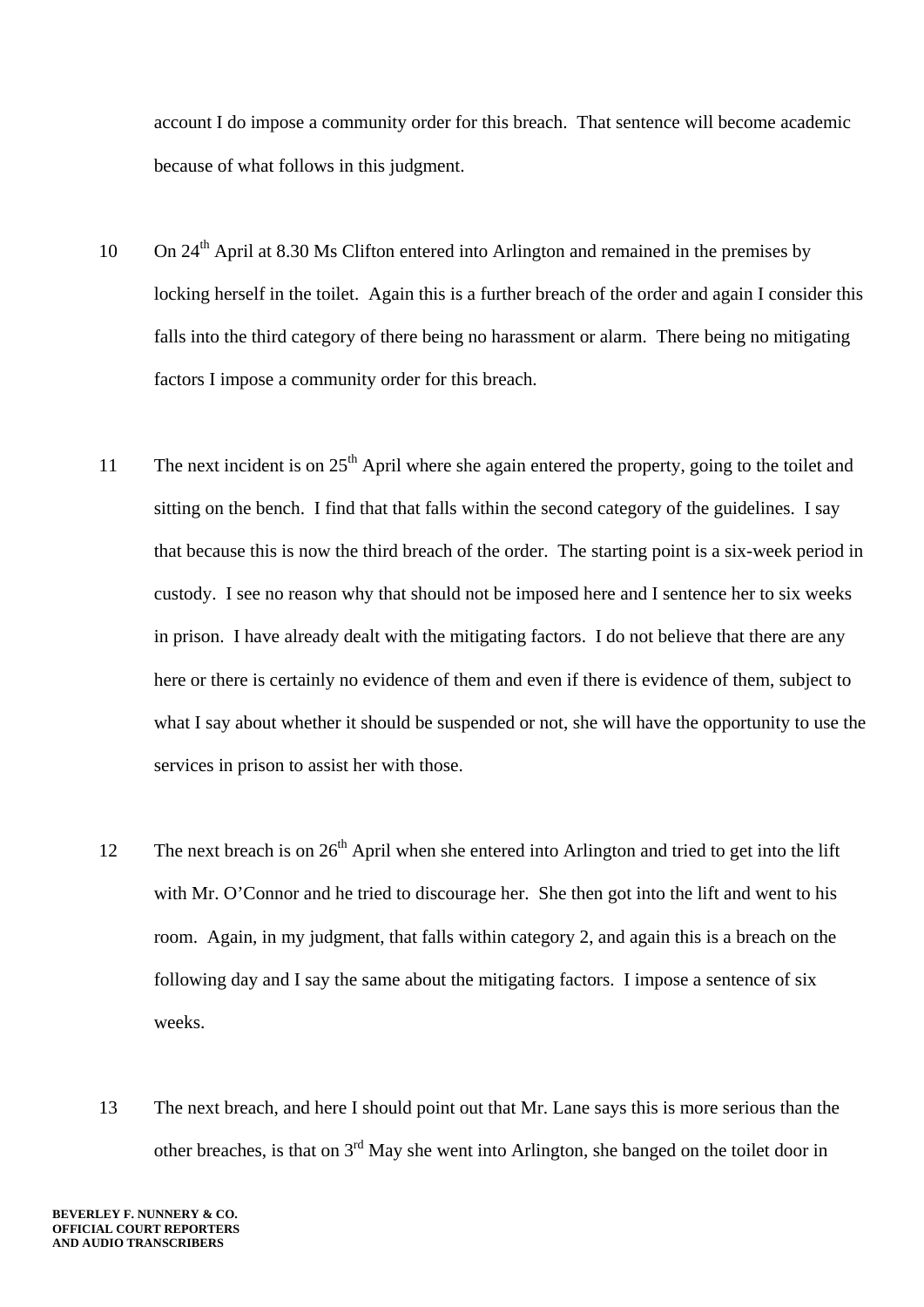account I do impose a community order for this breach. That sentence will become academic because of what follows in this judgment.

10 On 24th April at 8.30 Ms Clifton entered into Arlington and remained in the premises by locking herself in the toilet. Again this is a further breach of the order and again I consider this falls into the third category of there being no harassment or alarm. There being no mitigating factors I impose a community order for this breach.

11 The next incident is on 25th April where she again entered the property, going to the toilet and sitting on the bench. I find that that falls within the second category of the guidelines. I say that because this is now the third breach of the order. The starting point is a six-week period in custody. I see no reason why that should not be imposed here and I sentence her to six weeks in prison. I have already dealt with the mitigating factors. I do not believe that there are any here or there is certainly no evidence of them and even if there is evidence of them, subject to what I say about whether it should be suspended or not, she will have the opportunity to use the services in prison to assist her with those.

12 The next breach is on 26th April when she entered into Arlington and tried to get into the lift with Mr. O'Connor and he tried to discourage her. She then got into the lift and went to his room. Again, in my judgment, that falls within category 2, and again this is a breach on the following day and I say the same about the mitigating factors. I impose a sentence of six weeks.

13 The next breach, and here I should point out that Mr. Lane says this is more serious than the other breaches, is that on 3rd May she went into Arlington, she banged on the toilet door in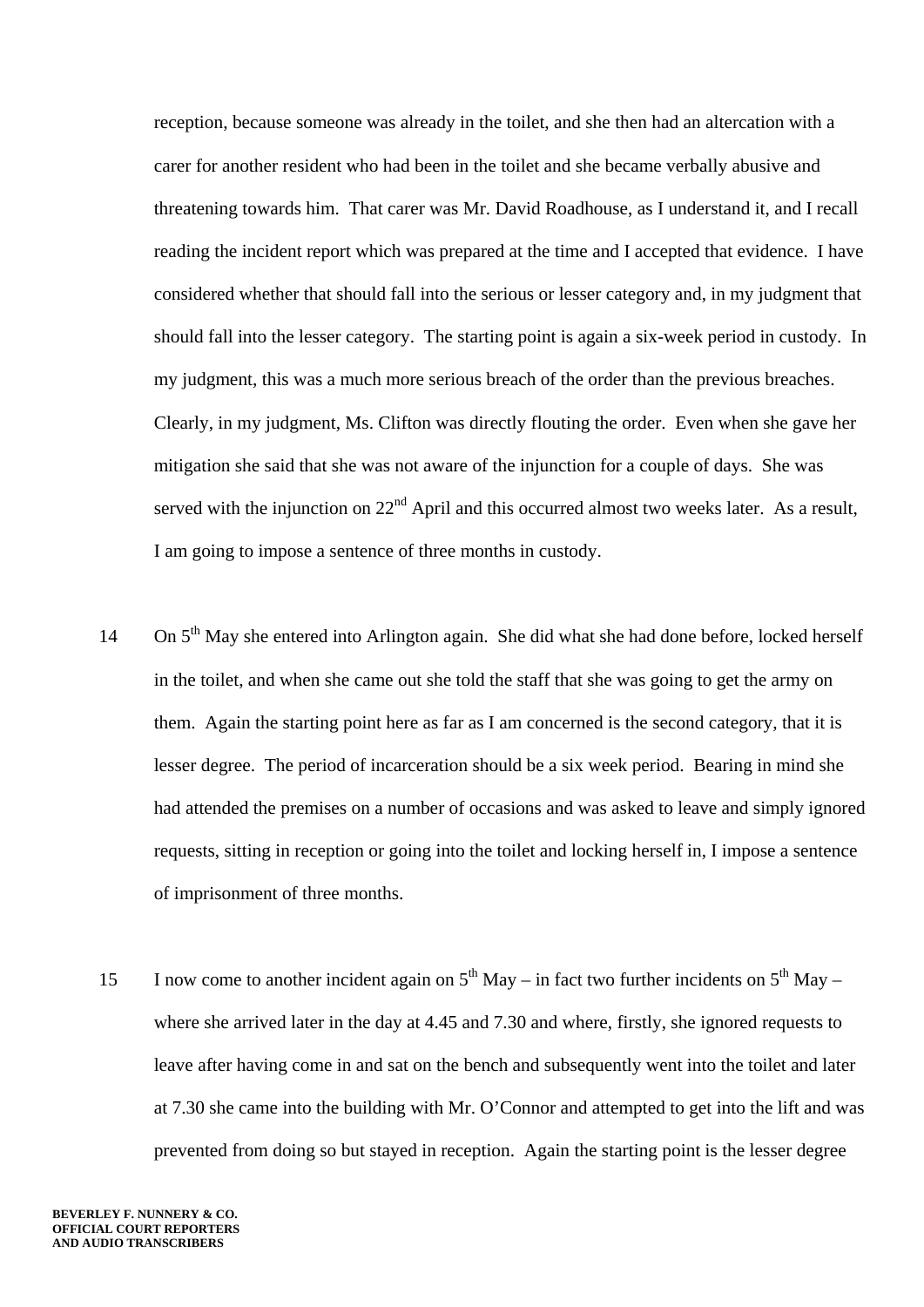reception, because someone was already in the toilet, and she then had an altercation with a carer for another resident who had been in the toilet and she became verbally abusive and threatening towards him. That carer was Mr. David Roadhouse, as I understand it, and I recall reading the incident report which was prepared at the time and I accepted that evidence. I have considered whether that should fall into the serious or lesser category and, in my judgment that should fall into the lesser category. The starting point is again a six-week period in custody. In my judgment, this was a much more serious breach of the order than the previous breaches. Clearly, in my judgment, Ms. Clifton was directly flouting the order. Even when she gave her mitigation she said that she was not aware of the injunction for a couple of days. She was served with the injunction on 22nd April and this occurred almost two weeks later. As a result, I am going to impose a sentence of three months in custody.

14 On 5th May she entered into Arlington again. She did what she had done before, locked herself in the toilet, and when she came out she told the staff that she was going to get the army on them. Again the starting point here as far as I am concerned is the second category, that it is lesser degree. The period of incarceration should be a six week period. Bearing in mind she had attended the premises on a number of occasions and was asked to leave and simply ignored requests, sitting in reception or going into the toilet and locking herself in, I impose a sentence of imprisonment of three months.

15 I now come to another incident again on 5th May – in fact two further incidents on 5th May – where she arrived later in the day at 4.45 and 7.30 and where, firstly, she ignored requests to leave after having come in and sat on the bench and subsequently went into the toilet and later at 7.30 she came into the building with Mr. O'Connor and attempted to get into the lift and was prevented from doing so but stayed in reception. Again the starting point is the lesser degree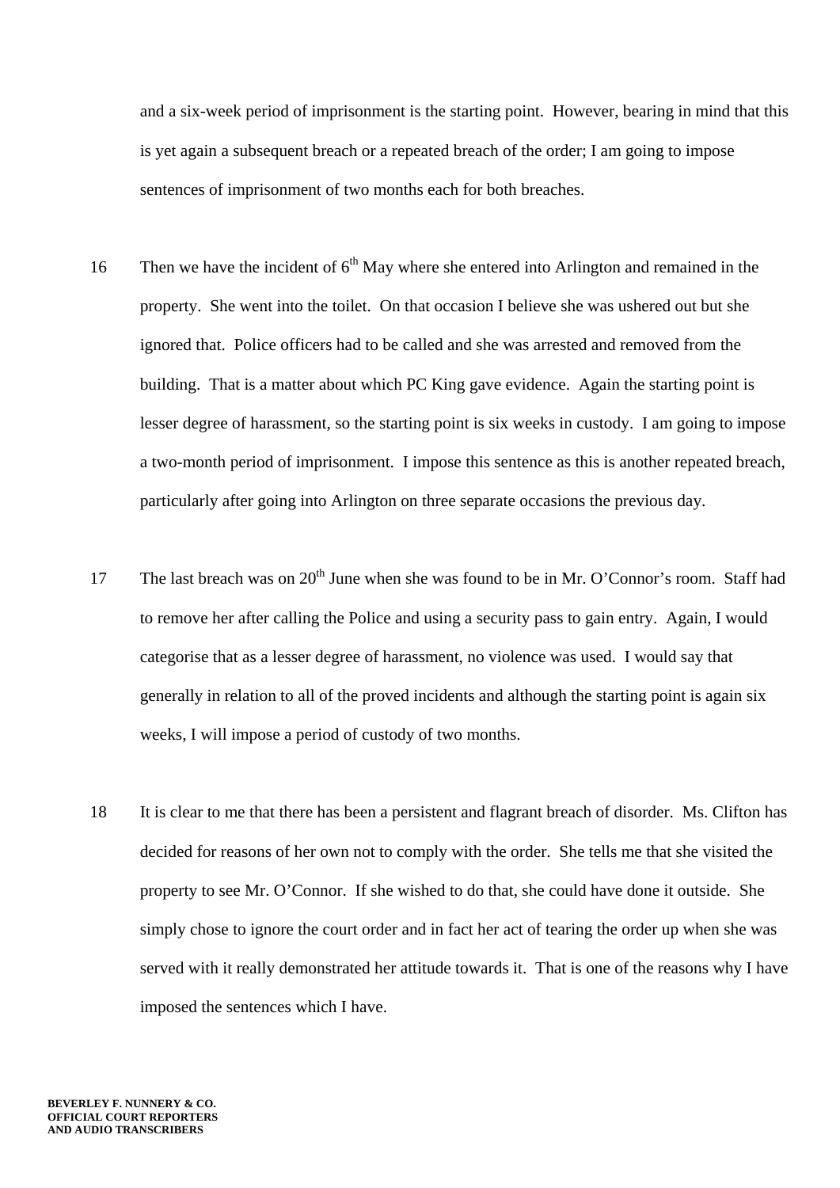and a six-week period of imprisonment is the starting point. However, bearing in mind that this is yet again a subsequent breach or a repeated breach of the order; I am going to impose sentences of imprisonment of two months each for both breaches.

16 Then we have the incident of 6th May where she entered into Arlington and remained in the property. She went into the toilet. On that occasion I believe she was ushered out but she ignored that. Police officers had to be called and she was arrested and removed from the building. That is a matter about which PC King gave evidence. Again the starting point is lesser degree of harassment, so the starting point is six weeks in custody. I am going to impose a two-month period of imprisonment. I impose this sentence as this is another repeated breach, particularly after going into Arlington on three separate occasions the previous day.

17 The last breach was on 20th June when she was found to be in Mr. O'Connor's room. Staff had to remove her after calling the Police and using a security pass to gain entry. Again, I would categorise that as a lesser degree of harassment, no violence was used. I would say that generally in relation to all of the proved incidents and although the starting point is again six weeks, I will impose a period of custody of two months.

18 It is clear to me that there has been a persistent and flagrant breach of disorder. Ms. Clifton has decided for reasons of her own not to comply with the order. She tells me that she visited the property to see Mr. O'Connor. If she wished to do that, she could have done it outside. She simply chose to ignore the court order and in fact her act of tearing the order up when she was served with it really demonstrated her attitude towards it. That is one of the reasons why I have imposed the sentences which I have.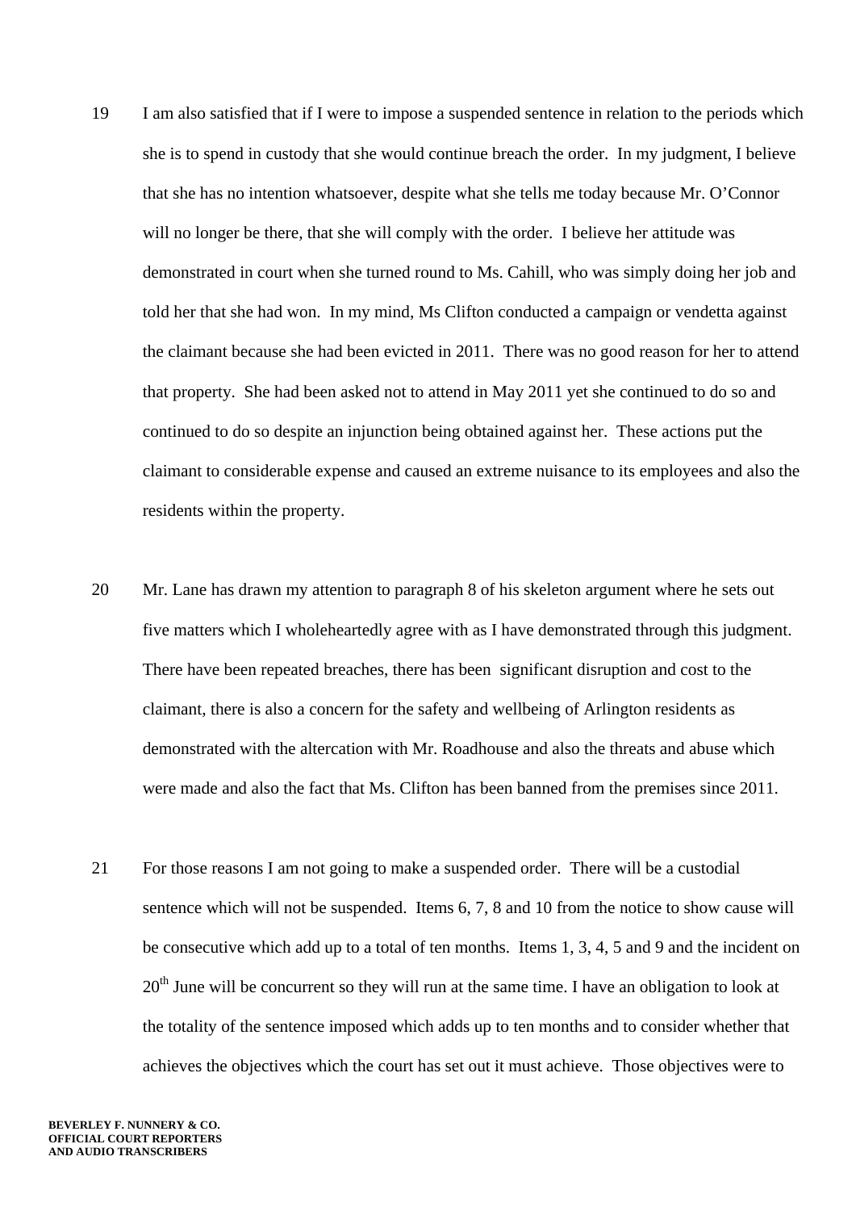19 I am also satisfied that if I were to impose a suspended sentence in relation to the periods which she is to spend in custody that she would continue breach the order. In my judgment, I believe that she has no intention whatsoever, despite what she tells me today because Mr. O'Connor will no longer be there, that she will comply with the order. I believe her attitude was demonstrated in court when she turned round to Ms. Cahill, who was simply doing her job and told her that she had won. In my mind, Ms Clifton conducted a campaign or vendetta against the claimant because she had been evicted in 2011. There was no good reason for her to attend that property. She had been asked not to attend in May 2011 yet she continued to do so and continued to do so despite an injunction being obtained against her. These actions put the claimant to considerable expense and caused an extreme nuisance to its employees and also the residents within the property.

20 Mr. Lane has drawn my attention to paragraph 8 of his skeleton argument where he sets out five matters which I wholeheartedly agree with as I have demonstrated through this judgment. There have been repeated breaches, there has been significant disruption and cost to the claimant, there is also a concern for the safety and wellbeing of Arlington residents as demonstrated with the altercation with Mr. Roadhouse and also the threats and abuse which were made and also the fact that Ms. Clifton has been banned from the premises since 2011.

21 For those reasons I am not going to make a suspended order. There will be a custodial sentence which will not be suspended. Items 6, 7, 8 and 10 from the notice to show cause will be consecutive which add up to a total of ten months. Items 1, 3, 4, 5 and 9 and the incident on 20th June will be concurrent so they will run at the same time. I have an obligation to look at the totality of the sentence imposed which adds up to ten months and to consider whether that achieves the objectives which the court has set out it must achieve. Those objectives were to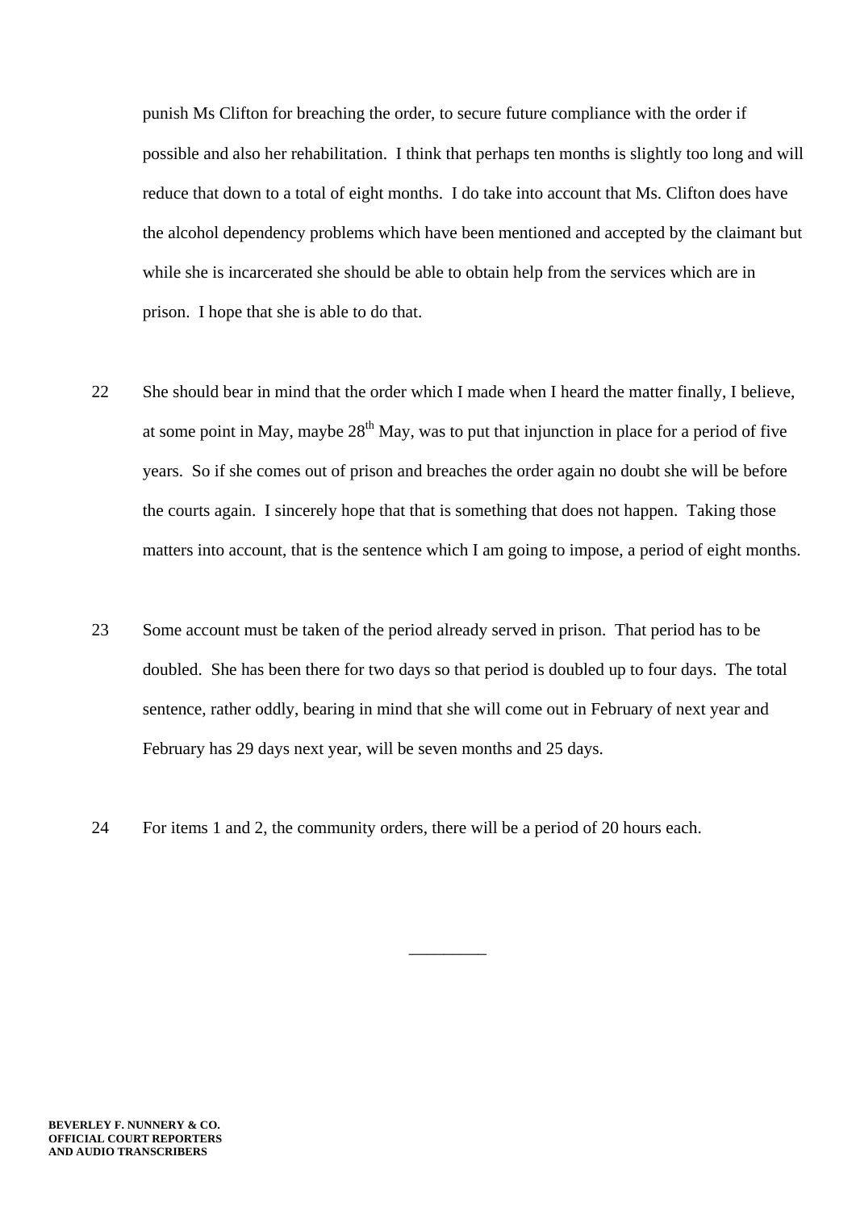punish Ms Clifton for breaching the order, to secure future compliance with the order if possible and also her rehabilitation. I think that perhaps ten months is slightly too long and will reduce that down to a total of eight months. I do take into account that Ms. Clifton does have the alcohol dependency problems which have been mentioned and accepted by the claimant but while she is incarcerated she should be able to obtain help from the services which are in prison. I hope that she is able to do that.

22 She should bear in mind that the order which I made when I heard the matter finally, I believe, at some point in May, maybe 28th May, was to put that injunction in place for a period of five years. So if she comes out of prison and breaches the order again no doubt she will be before the courts again. I sincerely hope that that is something that does not happen. Taking those matters into account, that is the sentence which I am going to impose, a period of eight months.

23 Some account must be taken of the period already served in prison. That period has to be doubled. She has been there for two days so that period is doubled up to four days. The total sentence, rather oddly, bearing in mind that she will come out in February of next year and February has 29 days next year, will be seven months and 25 days.

24 For items 1 and 2, the community orders, there will be a period of 20 hours each.

_________

**BEVERLEY F. NUNNERY & CO.**
**OFFICIAL COURT REPORTERS**
**AND AUDIO TRANSCRIBERS**